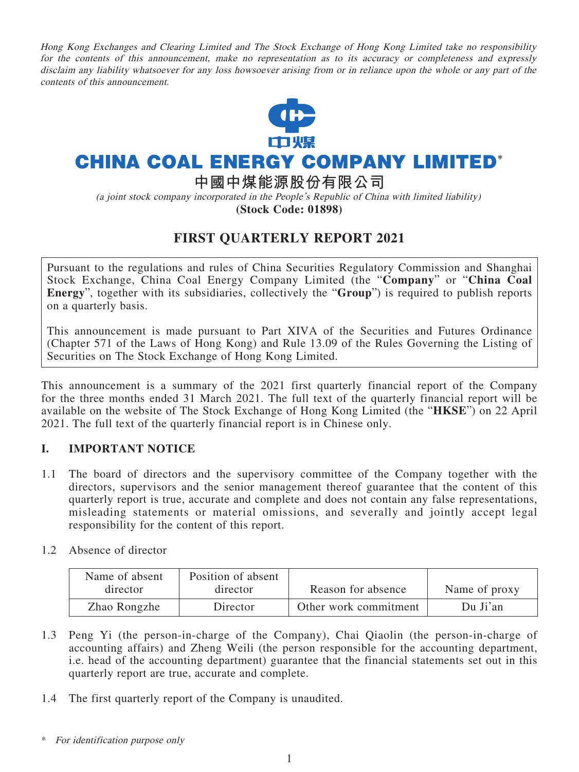*Hong Kong Exchanges and Clearing Limited and The Stock Exchange of Hong Kong Limited take no responsibility for the contents of this announcement, make no representation as to its accuracy or completeness and expressly disclaim any liability whatsoever for any loss howsoever arising from or in reliance upon the whole or any part of the contents of this announcement.*

# CHINA COAL ENERGY COMPANY LIMITED*

## 中國中煤能源股份有限公司

*(a joint stock company incorporated in the People's Republic of China with limited liability)*

**(Stock Code: 01898)**

# FIRST QUARTERLY REPORT 2021

Pursuant to the regulations and rules of China Securities Regulatory Commission and Shanghai Stock Exchange, China Coal Energy Company Limited (the "**Company**" or "**China Coal Energy**", together with its subsidiaries, collectively the "**Group**") is required to publish reports on a quarterly basis.

This announcement is made pursuant to Part XIVA of the Securities and Futures Ordinance (Chapter 571 of the Laws of Hong Kong) and Rule 13.09 of the Rules Governing the Listing of Securities on The Stock Exchange of Hong Kong Limited.

This announcement is a summary of the 2021 first quarterly financial report of the Company for the three months ended 31 March 2021. The full text of the quarterly financial report will be available on the website of The Stock Exchange of Hong Kong Limited (the "**HKSE**") on 22 April 2021. The full text of the quarterly financial report is in Chinese only.

## I. IMPORTANT NOTICE

1.1 The board of directors and the supervisory committee of the Company together with the directors, supervisors and the senior management thereof guarantee that the content of this quarterly report is true, accurate and complete and does not contain any false representations, misleading statements or material omissions, and severally and jointly accept legal responsibility for the content of this report.

1.2 Absence of director

| Name of absent director | Position of absent director | Reason for absence | Name of proxy |
|---|---|---|---|
| Zhao Rongzhe | Director | Other work commitment | Du Ji'an |

1.3 Peng Yi (the person-in-charge of the Company), Chai Qiaolin (the person-in-charge of accounting affairs) and Zheng Weili (the person responsible for the accounting department, i.e. head of the accounting department) guarantee that the financial statements set out in this quarterly report are true, accurate and complete.

1.4 The first quarterly report of the Company is unaudited.

\* *For identification purpose only*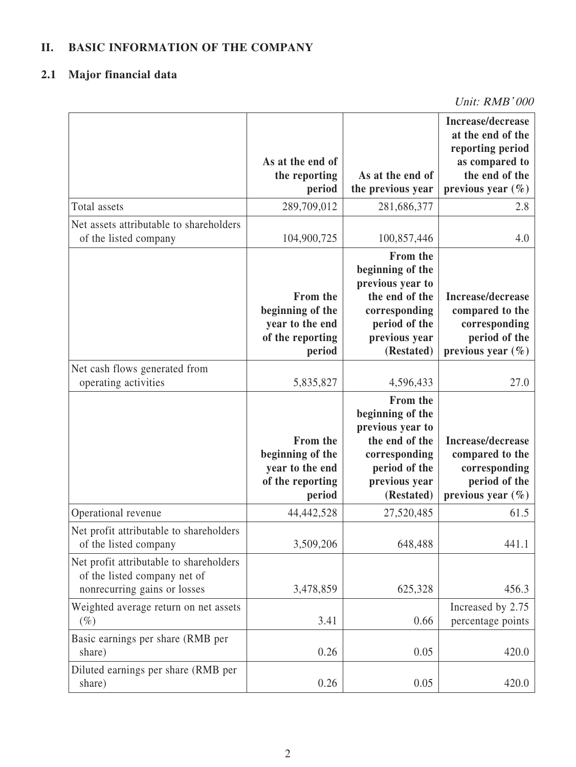## II. BASIC INFORMATION OF THE COMPANY

### 2.1 Major financial data

*Unit: RMB'000*

| | As at the end of the reporting period | As at the end of the previous year | Increase/decrease at the end of the reporting period as compared to the end of the previous year (%) |
|---|---|---|---|
| Total assets | 289,709,012 | 281,686,377 | 2.8 |
| Net assets attributable to shareholders of the listed company | 104,900,725 | 100,857,446 | 4.0 |
| | **From the beginning of the year to the end of the reporting period** | **From the beginning of the previous year to the end of the corresponding period of the previous year (Restated)** | **Increase/decrease compared to the corresponding period of the previous year (%)** |
| Net cash flows generated from operating activities | 5,835,827 | 4,596,433 | 27.0 |
| | **From the beginning of the year to the end of the reporting period** | **From the beginning of the previous year to the end of the corresponding period of the previous year (Restated)** | **Increase/decrease compared to the corresponding period of the previous year (%)** |
| Operational revenue | 44,442,528 | 27,520,485 | 61.5 |
| Net profit attributable to shareholders of the listed company | 3,509,206 | 648,488 | 441.1 |
| Net profit attributable to shareholders of the listed company net of nonrecurring gains or losses | 3,478,859 | 625,328 | 456.3 |
| Weighted average return on net assets (%) | 3.41 | 0.66 | Increased by 2.75 percentage points |
| Basic earnings per share (RMB per share) | 0.26 | 0.05 | 420.0 |
| Diluted earnings per share (RMB per share) | 0.26 | 0.05 | 420.0 |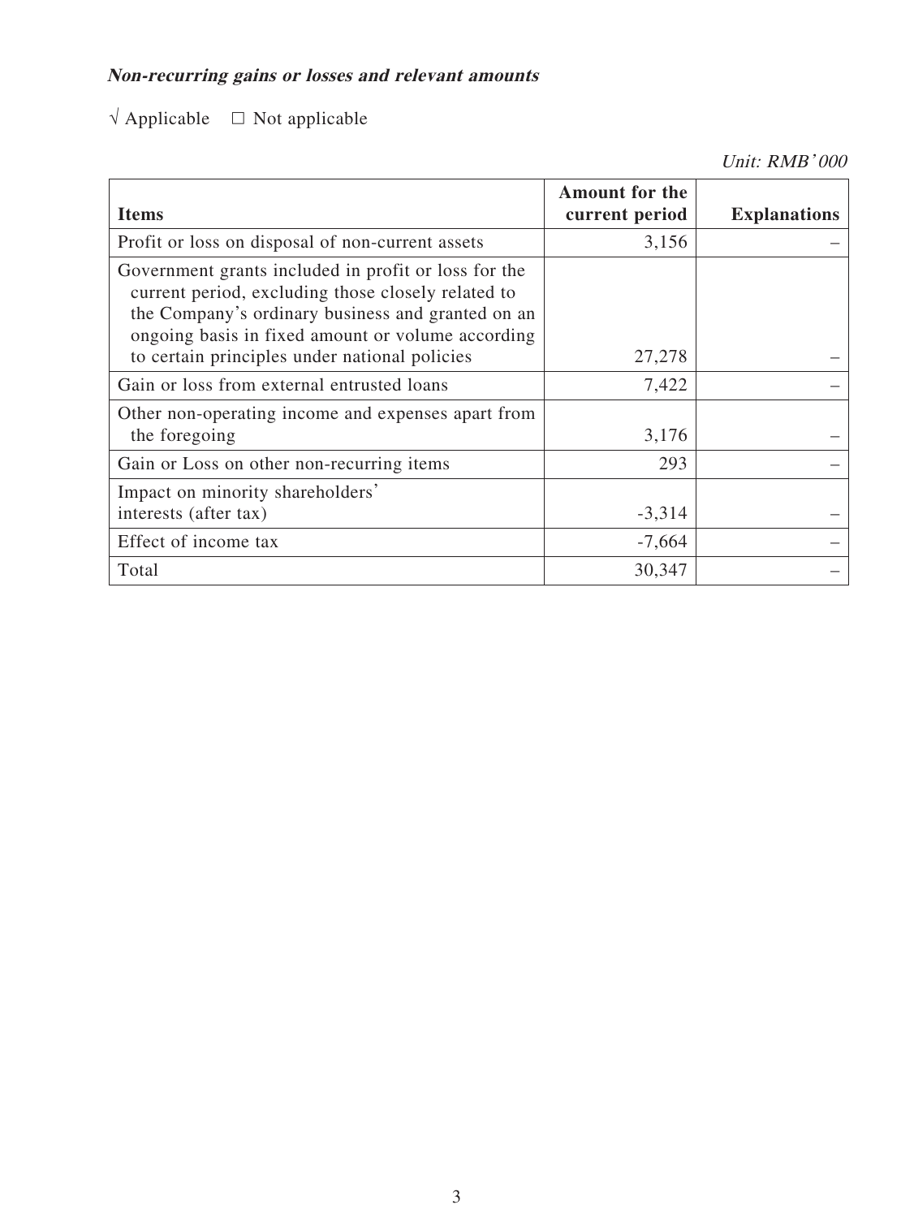***Non-recurring gains or losses and relevant amounts***

√ Applicable □ Not applicable

*Unit: RMB'000*

| **Items** | **Amount for the current period** | **Explanations** |
|---|---:|---:|
| Profit or loss on disposal of non-current assets | 3,156 | – |
| Government grants included in profit or loss for the current period, excluding those closely related to the Company's ordinary business and granted on an ongoing basis in fixed amount or volume according to certain principles under national policies | 27,278 | – |
| Gain or loss from external entrusted loans | 7,422 | – |
| Other non-operating income and expenses apart from the foregoing | 3,176 | – |
| Gain or Loss on other non-recurring items | 293 | – |
| Impact on minority shareholders' interests (after tax) | -3,314 | – |
| Effect of income tax | -7,664 | – |
| Total | 30,347 | – |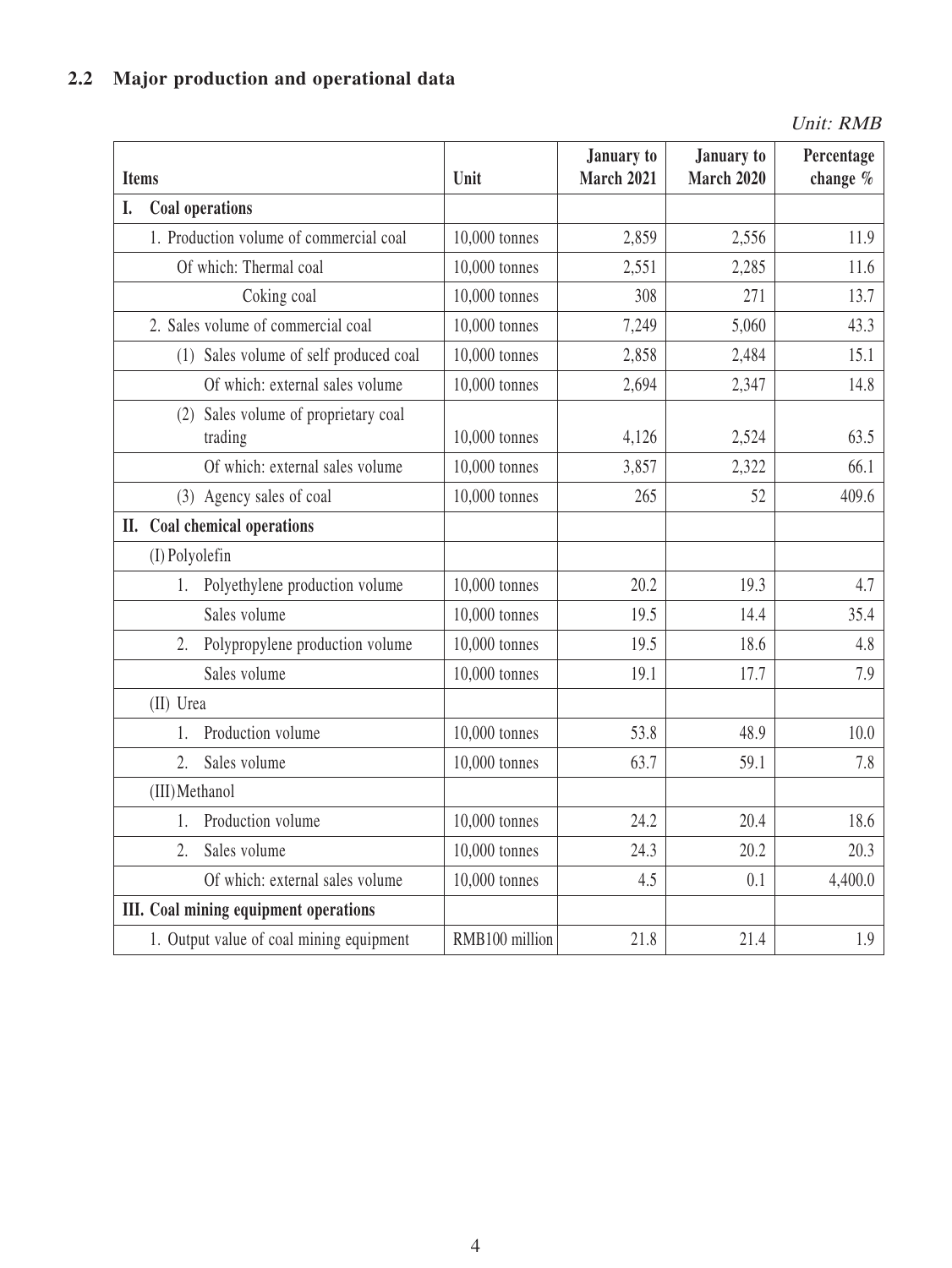## 2.2 Major production and operational data

*Unit: RMB*

| Items | Unit | January to March 2021 | January to March 2020 | Percentage change % |
|---|---|---|---|---|
| **I. Coal operations** | | | | |
| 1. Production volume of commercial coal | 10,000 tonnes | 2,859 | 2,556 | 11.9 |
| Of which: Thermal coal | 10,000 tonnes | 2,551 | 2,285 | 11.6 |
| Coking coal | 10,000 tonnes | 308 | 271 | 13.7 |
| 2. Sales volume of commercial coal | 10,000 tonnes | 7,249 | 5,060 | 43.3 |
| (1) Sales volume of self produced coal | 10,000 tonnes | 2,858 | 2,484 | 15.1 |
| Of which: external sales volume | 10,000 tonnes | 2,694 | 2,347 | 14.8 |
| (2) Sales volume of proprietary coal trading | 10,000 tonnes | 4,126 | 2,524 | 63.5 |
| Of which: external sales volume | 10,000 tonnes | 3,857 | 2,322 | 66.1 |
| (3) Agency sales of coal | 10,000 tonnes | 265 | 52 | 409.6 |
| **II. Coal chemical operations** | | | | |
| (I) Polyolefin | | | | |
| 1. Polyethylene production volume | 10,000 tonnes | 20.2 | 19.3 | 4.7 |
| Sales volume | 10,000 tonnes | 19.5 | 14.4 | 35.4 |
| 2. Polypropylene production volume | 10,000 tonnes | 19.5 | 18.6 | 4.8 |
| Sales volume | 10,000 tonnes | 19.1 | 17.7 | 7.9 |
| (II) Urea | | | | |
| 1. Production volume | 10,000 tonnes | 53.8 | 48.9 | 10.0 |
| 2. Sales volume | 10,000 tonnes | 63.7 | 59.1 | 7.8 |
| (III) Methanol | | | | |
| 1. Production volume | 10,000 tonnes | 24.2 | 20.4 | 18.6 |
| 2. Sales volume | 10,000 tonnes | 24.3 | 20.2 | 20.3 |
| Of which: external sales volume | 10,000 tonnes | 4.5 | 0.1 | 4,400.0 |
| **III. Coal mining equipment operations** | | | | |
| 1. Output value of coal mining equipment | RMB100 million | 21.8 | 21.4 | 1.9 |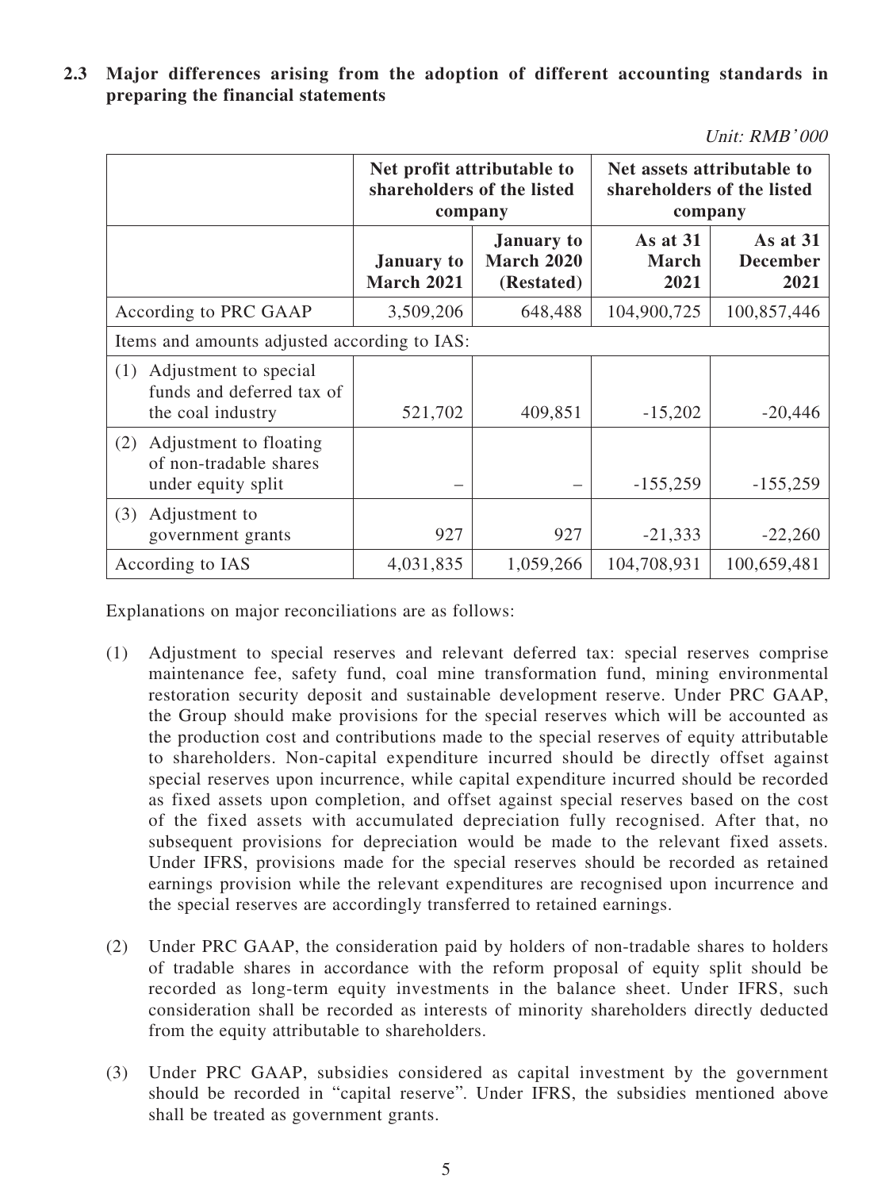### 2.3 Major differences arising from the adoption of different accounting standards in preparing the financial statements

*Unit: RMB'000*

| | Net profit attributable to shareholders of the listed company | | Net assets attributable to shareholders of the listed company | |
|---|---|---|---|---|
| | **January to March 2021** | **January to March 2020 (Restated)** | **As at 31 March 2021** | **As at 31 December 2021** |
| According to PRC GAAP | 3,509,206 | 648,488 | 104,900,725 | 100,857,446 |
| Items and amounts adjusted according to IAS: | | | | |
| (1) Adjustment to special funds and deferred tax of the coal industry | 521,702 | 409,851 | -15,202 | -20,446 |
| (2) Adjustment to floating of non-tradable shares under equity split | – | – | -155,259 | -155,259 |
| (3) Adjustment to government grants | 927 | 927 | -21,333 | -22,260 |
| According to IAS | 4,031,835 | 1,059,266 | 104,708,931 | 100,659,481 |

Explanations on major reconciliations are as follows:

(1) Adjustment to special reserves and relevant deferred tax: special reserves comprise maintenance fee, safety fund, coal mine transformation fund, mining environmental restoration security deposit and sustainable development reserve. Under PRC GAAP, the Group should make provisions for the special reserves which will be accounted as the production cost and contributions made to the special reserves of equity attributable to shareholders. Non-capital expenditure incurred should be directly offset against special reserves upon incurrence, while capital expenditure incurred should be recorded as fixed assets upon completion, and offset against special reserves based on the cost of the fixed assets with accumulated depreciation fully recognised. After that, no subsequent provisions for depreciation would be made to the relevant fixed assets. Under IFRS, provisions made for the special reserves should be recorded as retained earnings provision while the relevant expenditures are recognised upon incurrence and the special reserves are accordingly transferred to retained earnings.

(2) Under PRC GAAP, the consideration paid by holders of non-tradable shares to holders of tradable shares in accordance with the reform proposal of equity split should be recorded as long-term equity investments in the balance sheet. Under IFRS, such consideration shall be recorded as interests of minority shareholders directly deducted from the equity attributable to shareholders.

(3) Under PRC GAAP, subsidies considered as capital investment by the government should be recorded in "capital reserve". Under IFRS, the subsidies mentioned above shall be treated as government grants.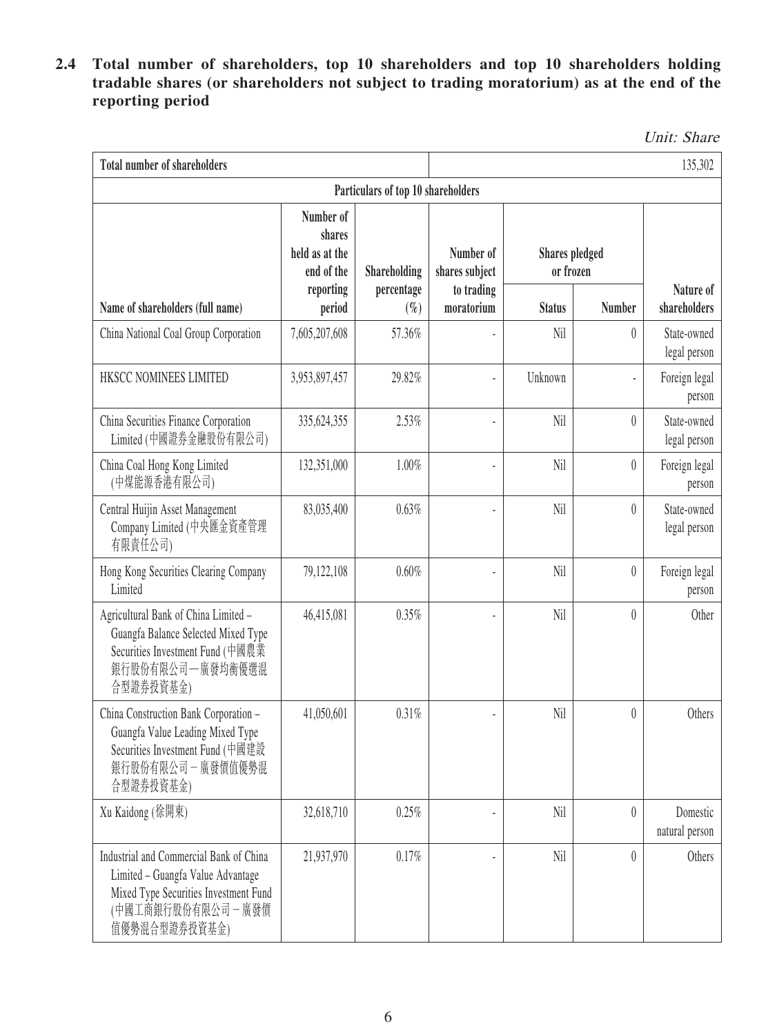### 2.4 Total number of shareholders, top 10 shareholders and top 10 shareholders holding tradable shares (or shareholders not subject to trading moratorium) as at the end of the reporting period

*Unit: Share*

| Total number of shareholders | | | | | | 135,302 |
|---|---|---|---|---|---|---|
| Particulars of top 10 shareholders | | | | | | |
| Name of shareholders (full name) | Number of shares held as at the end of the reporting period | Shareholding percentage (%) | Number of shares subject to trading moratorium | Shares pledged or frozen | | Nature of shareholders |
| | | | | Status | Number | |
| China National Coal Group Corporation | 7,605,207,608 | 57.36% | - | Nil | 0 | State-owned legal person |
| HKSCC NOMINEES LIMITED | 3,953,897,457 | 29.82% | - | Unknown | - | Foreign legal person |
| China Securities Finance Corporation Limited (中國證券金融股份有限公司) | 335,624,355 | 2.53% | - | Nil | 0 | State-owned legal person |
| China Coal Hong Kong Limited (中煤能源香港有限公司) | 132,351,000 | 1.00% | - | Nil | 0 | Foreign legal person |
| Central Huijin Asset Management Company Limited (中央匯金資產管理有限責任公司) | 83,035,400 | 0.63% | - | Nil | 0 | State-owned legal person |
| Hong Kong Securities Clearing Company Limited | 79,122,108 | 0.60% | - | Nil | 0 | Foreign legal person |
| Agricultural Bank of China Limited – Guangfa Balance Selected Mixed Type Securities Investment Fund (中國農業銀行股份有限公司－廣發均衡優選混合型證券投資基金) | 46,415,081 | 0.35% | - | Nil | 0 | Other |
| China Construction Bank Corporation – Guangfa Value Leading Mixed Type Securities Investment Fund (中國建設銀行股份有限公司－廣發價值優勢混合型證券投資基金) | 41,050,601 | 0.31% | - | Nil | 0 | Others |
| Xu Kaidong (徐開東) | 32,618,710 | 0.25% | - | Nil | 0 | Domestic natural person |
| Industrial and Commercial Bank of China Limited – Guangfa Value Advantage Mixed Type Securities Investment Fund (中國工商銀行股份有限公司－廣發價值優勢混合型證券投資基金) | 21,937,970 | 0.17% | - | Nil | 0 | Others |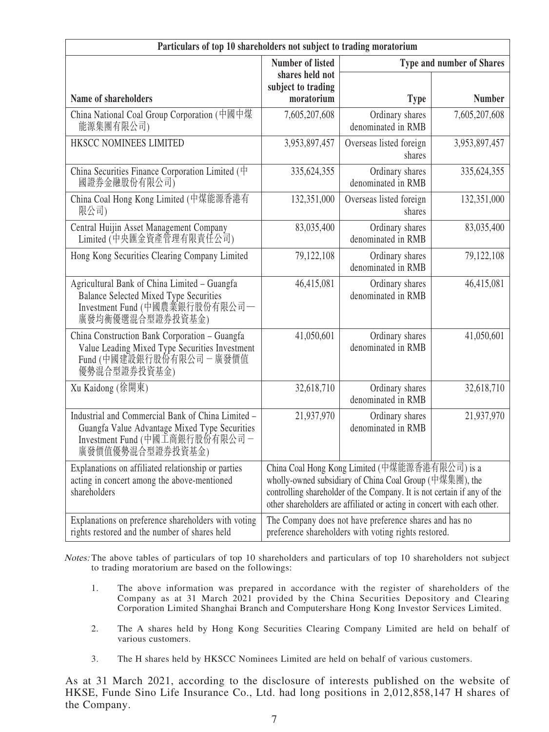| Particulars of top 10 shareholders not subject to trading moratorium | | | |
|---|---|---|---|
| | Number of listed shares held not subject to trading moratorium | Type and number of Shares | |
| Name of shareholders | | Type | Number |
| China National Coal Group Corporation (中國中煤能源集團有限公司) | 7,605,207,608 | Ordinary shares denominated in RMB | 7,605,207,608 |
| HKSCC NOMINEES LIMITED | 3,953,897,457 | Overseas listed foreign shares | 3,953,897,457 |
| China Securities Finance Corporation Limited (中國證券金融股份有限公司) | 335,624,355 | Ordinary shares denominated in RMB | 335,624,355 |
| China Coal Hong Kong Limited (中煤能源香港有限公司) | 132,351,000 | Overseas listed foreign shares | 132,351,000 |
| Central Huijin Asset Management Company Limited (中央匯金資產管理有限責任公司) | 83,035,400 | Ordinary shares denominated in RMB | 83,035,400 |
| Hong Kong Securities Clearing Company Limited | 79,122,108 | Ordinary shares denominated in RMB | 79,122,108 |
| Agricultural Bank of China Limited – Guangfa Balance Selected Mixed Type Securities Investment Fund (中國農業銀行股份有限公司—廣發均衡優選混合型證券投資基金) | 46,415,081 | Ordinary shares denominated in RMB | 46,415,081 |
| China Construction Bank Corporation – Guangfa Value Leading Mixed Type Securities Investment Fund (中國建設銀行股份有限公司－廣發價值優勢混合型證券投資基金) | 41,050,601 | Ordinary shares denominated in RMB | 41,050,601 |
| Xu Kaidong (徐開東) | 32,618,710 | Ordinary shares denominated in RMB | 32,618,710 |
| Industrial and Commercial Bank of China Limited – Guangfa Value Advantage Mixed Type Securities Investment Fund (中國工商銀行股份有限公司－廣發價值優勢混合型證券投資基金) | 21,937,970 | Ordinary shares denominated in RMB | 21,937,970 |
| Explanations on affiliated relationship or parties acting in concert among the above-mentioned shareholders | China Coal Hong Kong Limited (中煤能源香港有限公司) is a wholly-owned subsidiary of China Coal Group (中煤集團), the controlling shareholder of the Company. It is not certain if any of the other shareholders are affiliated or acting in concert with each other. | | |
| Explanations on preference shareholders with voting rights restored and the number of shares held | The Company does not have preference shares and has no preference shareholders with voting rights restored. | | |

*Notes:* The above tables of particulars of top 10 shareholders and particulars of top 10 shareholders not subject to trading moratorium are based on the followings:

1. The above information was prepared in accordance with the register of shareholders of the Company as at 31 March 2021 provided by the China Securities Depository and Clearing Corporation Limited Shanghai Branch and Computershare Hong Kong Investor Services Limited.

2. The A shares held by Hong Kong Securities Clearing Company Limited are held on behalf of various customers.

3. The H shares held by HKSCC Nominees Limited are held on behalf of various customers.

As at 31 March 2021, according to the disclosure of interests published on the website of HKSE, Funde Sino Life Insurance Co., Ltd. had long positions in 2,012,858,147 H shares of the Company.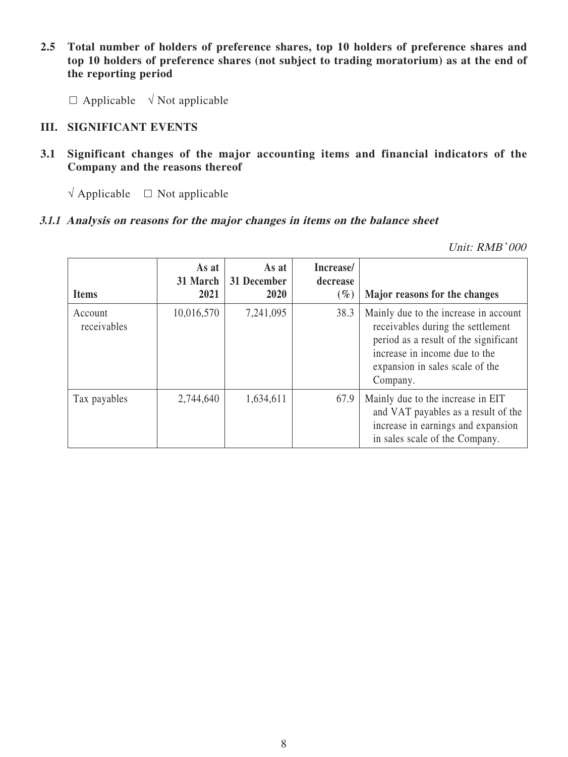**2.5 Total number of holders of preference shares, top 10 holders of preference shares and top 10 holders of preference shares (not subject to trading moratorium) as at the end of the reporting period**

□ Applicable √ Not applicable

## III. SIGNIFICANT EVENTS

**3.1 Significant changes of the major accounting items and financial indicators of the Company and the reasons thereof**

√ Applicable □ Not applicable

***3.1.1 Analysis on reasons for the major changes in items on the balance sheet***

*Unit: RMB'000*

| Items | As at 31 March 2021 | As at 31 December 2020 | Increase/ decrease (%) | Major reasons for the changes |
|---|---|---|---|---|
| Account receivables | 10,016,570 | 7,241,095 | 38.3 | Mainly due to the increase in account receivables during the settlement period as a result of the significant increase in income due to the expansion in sales scale of the Company. |
| Tax payables | 2,744,640 | 1,634,611 | 67.9 | Mainly due to the increase in EIT and VAT payables as a result of the increase in earnings and expansion in sales scale of the Company. |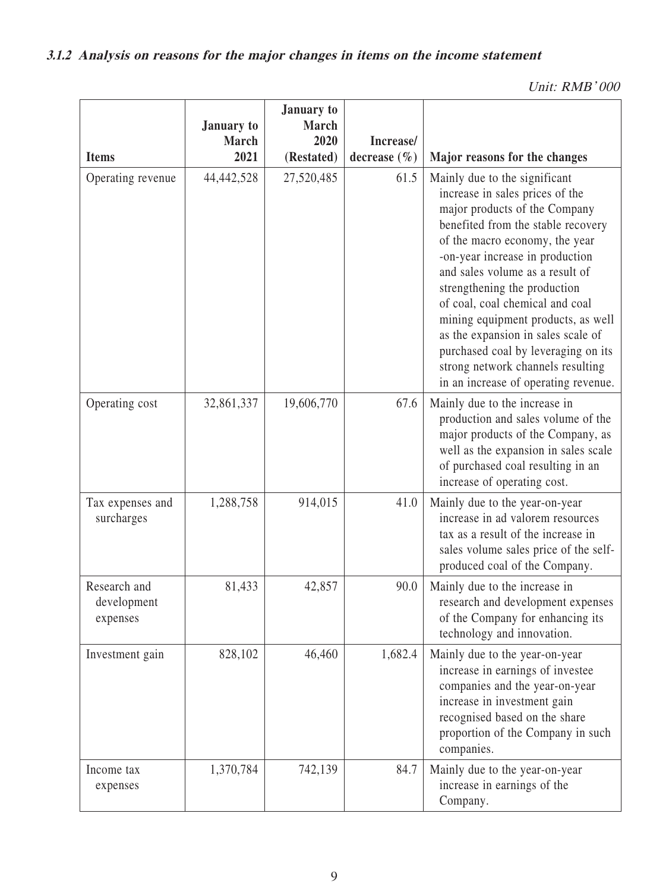### *3.1.2 Analysis on reasons for the major changes in items on the income statement*

*Unit: RMB'000*

| Items | January to March 2021 | January to March 2020 (Restated) | Increase/ decrease (%) | Major reasons for the changes |
|---|---|---|---|---|
| Operating revenue | 44,442,528 | 27,520,485 | 61.5 | Mainly due to the significant increase in sales prices of the major products of the Company benefited from the stable recovery of the macro economy, the year-on-year increase in production and sales volume as a result of strengthening the production of coal, coal chemical and coal mining equipment products, as well as the expansion in sales scale of purchased coal by leveraging on its strong network channels resulting in an increase of operating revenue. |
| Operating cost | 32,861,337 | 19,606,770 | 67.6 | Mainly due to the increase in production and sales volume of the major products of the Company, as well as the expansion in sales scale of purchased coal resulting in an increase of operating cost. |
| Tax expenses and surcharges | 1,288,758 | 914,015 | 41.0 | Mainly due to the year-on-year increase in ad valorem resources tax as a result of the increase in sales volume sales price of the self-produced coal of the Company. |
| Research and development expenses | 81,433 | 42,857 | 90.0 | Mainly due to the increase in research and development expenses of the Company for enhancing its technology and innovation. |
| Investment gain | 828,102 | 46,460 | 1,682.4 | Mainly due to the year-on-year increase in earnings of investee companies and the year-on-year increase in investment gain recognised based on the share proportion of the Company in such companies. |
| Income tax expenses | 1,370,784 | 742,139 | 84.7 | Mainly due to the year-on-year increase in earnings of the Company. |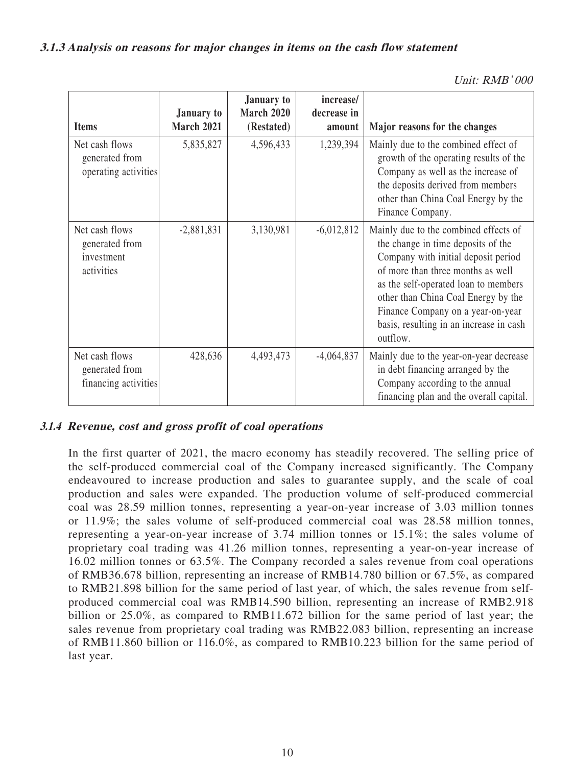#### 3.1.3 Analysis on reasons for major changes in items on the cash flow statement

*Unit: RMB' 000*

| Items | January to March 2021 | January to March 2020 (Restated) | increase/ decrease in amount | Major reasons for the changes |
|---|---|---|---|---|
| Net cash flows generated from operating activities | 5,835,827 | 4,596,433 | 1,239,394 | Mainly due to the combined effect of growth of the operating results of the Company as well as the increase of the deposits derived from members other than China Coal Energy by the Finance Company. |
| Net cash flows generated from investment activities | -2,881,831 | 3,130,981 | -6,012,812 | Mainly due to the combined effects of the change in time deposits of the Company with initial deposit period of more than three months as well as the self-operated loan to members other than China Coal Energy by the Finance Company on a year-on-year basis, resulting in an increase in cash outflow. |
| Net cash flows generated from financing activities | 428,636 | 4,493,473 | -4,064,837 | Mainly due to the year-on-year decrease in debt financing arranged by the Company according to the annual financing plan and the overall capital. |

#### 3.1.4 Revenue, cost and gross profit of coal operations

In the first quarter of 2021, the macro economy has steadily recovered. The selling price of the self-produced commercial coal of the Company increased significantly. The Company endeavoured to increase production and sales to guarantee supply, and the scale of coal production and sales were expanded. The production volume of self-produced commercial coal was 28.59 million tonnes, representing a year-on-year increase of 3.03 million tonnes or 11.9%; the sales volume of self-produced commercial coal was 28.58 million tonnes, representing a year-on-year increase of 3.74 million tonnes or 15.1%; the sales volume of proprietary coal trading was 41.26 million tonnes, representing a year-on-year increase of 16.02 million tonnes or 63.5%. The Company recorded a sales revenue from coal operations of RMB36.678 billion, representing an increase of RMB14.780 billion or 67.5%, as compared to RMB21.898 billion for the same period of last year, of which, the sales revenue from self-produced commercial coal was RMB14.590 billion, representing an increase of RMB2.918 billion or 25.0%, as compared to RMB11.672 billion for the same period of last year; the sales revenue from proprietary coal trading was RMB22.083 billion, representing an increase of RMB11.860 billion or 116.0%, as compared to RMB10.223 billion for the same period of last year.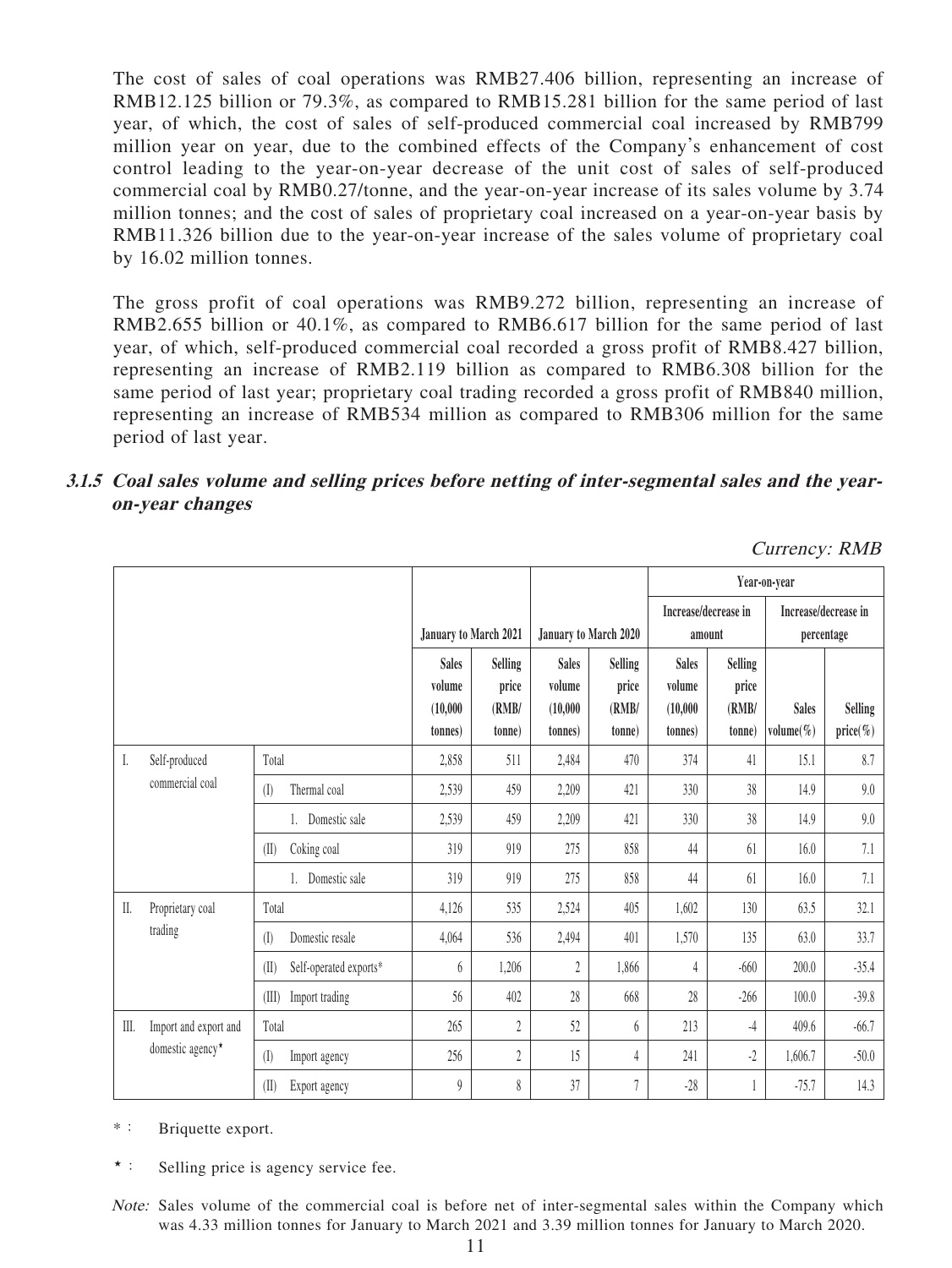The cost of sales of coal operations was RMB27.406 billion, representing an increase of RMB12.125 billion or 79.3%, as compared to RMB15.281 billion for the same period of last year, of which, the cost of sales of self-produced commercial coal increased by RMB799 million year on year, due to the combined effects of the Company's enhancement of cost control leading to the year-on-year decrease of the unit cost of sales of self-produced commercial coal by RMB0.27/tonne, and the year-on-year increase of its sales volume by 3.74 million tonnes; and the cost of sales of proprietary coal increased on a year-on-year basis by RMB11.326 billion due to the year-on-year increase of the sales volume of proprietary coal by 16.02 million tonnes.

The gross profit of coal operations was RMB9.272 billion, representing an increase of RMB2.655 billion or 40.1%, as compared to RMB6.617 billion for the same period of last year, of which, self-produced commercial coal recorded a gross profit of RMB8.427 billion, representing an increase of RMB2.119 billion as compared to RMB6.308 billion for the same period of last year; proprietary coal trading recorded a gross profit of RMB840 million, representing an increase of RMB534 million as compared to RMB306 million for the same period of last year.

### *3.1.5 Coal sales volume and selling prices before netting of inter-segmental sales and the year-on-year changes*

*Currency: RMB*

| | | January to March 2021 | | January to March 2020 | | Year-on-year | | | |
|---|---|---|---|---|---|---|---|---|---|
| | | | | | | Increase/decrease in amount | | Increase/decrease in percentage | |
| | | Sales volume (10,000 tonnes) | Selling price (RMB/ tonne) | Sales volume (10,000 tonnes) | Selling price (RMB/ tonne) | Sales volume (10,000 tonnes) | Selling price (RMB/ tonne) | Sales volume(%) | Selling price(%) |
| I. Self-produced commercial coal | Total | 2,858 | 511 | 2,484 | 470 | 374 | 41 | 15.1 | 8.7 |
| | (I) Thermal coal | 2,539 | 459 | 2,209 | 421 | 330 | 38 | 14.9 | 9.0 |
| | 1. Domestic sale | 2,539 | 459 | 2,209 | 421 | 330 | 38 | 14.9 | 9.0 |
| | (II) Coking coal | 319 | 919 | 275 | 858 | 44 | 61 | 16.0 | 7.1 |
| | 1. Domestic sale | 319 | 919 | 275 | 858 | 44 | 61 | 16.0 | 7.1 |
| II. Proprietary coal trading | Total | 4,126 | 535 | 2,524 | 405 | 1,602 | 130 | 63.5 | 32.1 |
| | (I) Domestic resale | 4,064 | 536 | 2,494 | 401 | 1,570 | 135 | 63.0 | 33.7 |
| | (II) Self-operated exports* | 6 | 1,206 | 2 | 1,866 | 4 | -660 | 200.0 | -35.4 |
| | (III) Import trading | 56 | 402 | 28 | 668 | 28 | -266 | 100.0 | -39.8 |
| III. Import and export and domestic agency⋆ | Total | 265 | 2 | 52 | 6 | 213 | -4 | 409.6 | -66.7 |
| | (I) Import agency | 256 | 2 | 15 | 4 | 241 | -2 | 1,606.7 | -50.0 |
| | (II) Export agency | 9 | 8 | 37 | 7 | -28 | 1 | -75.7 | 14.3 |

*: Briquette export.

⋆: Selling price is agency service fee.

*Note:* Sales volume of the commercial coal is before net of inter-segmental sales within the Company which was 4.33 million tonnes for January to March 2021 and 3.39 million tonnes for January to March 2020.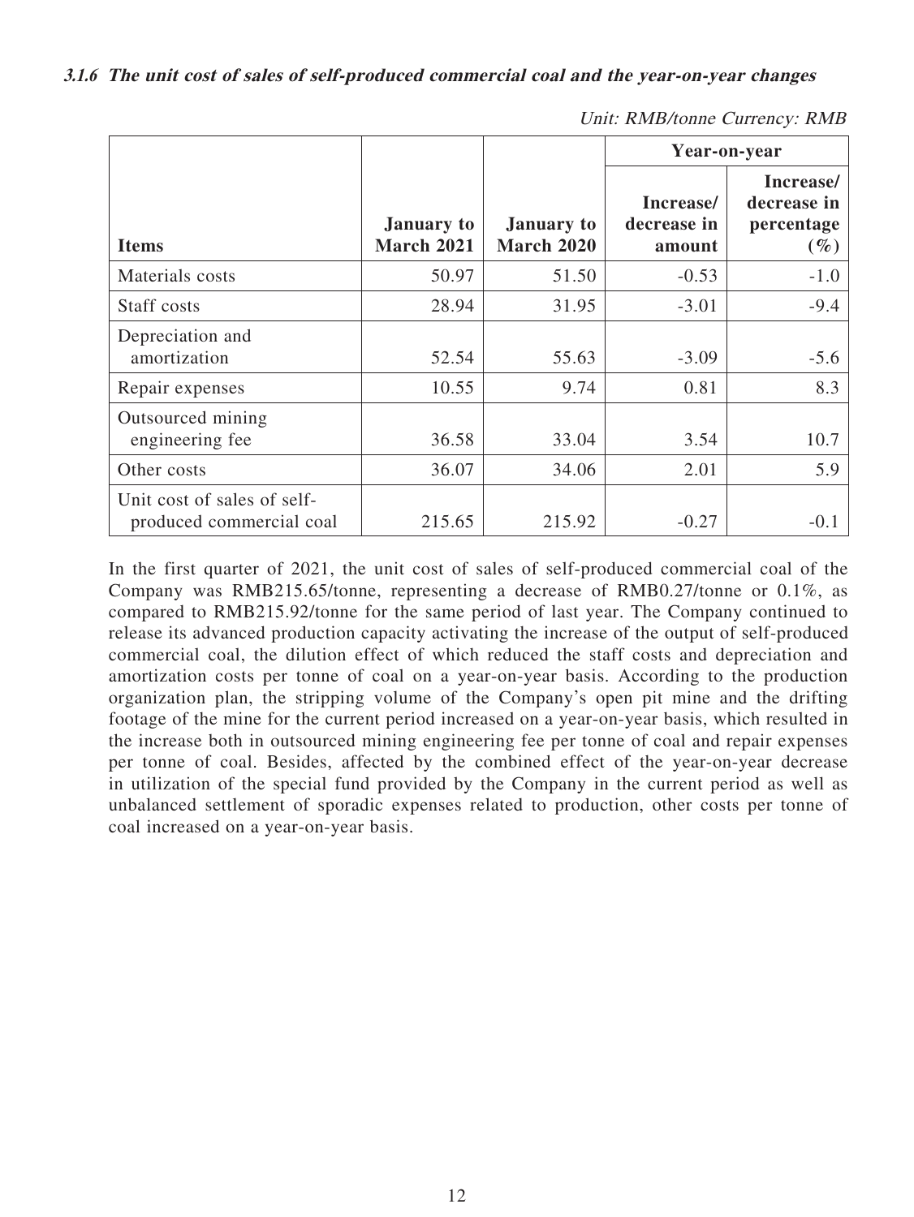#### *3.1.6 The unit cost of sales of self-produced commercial coal and the year-on-year changes*

*Unit: RMB/tonne Currency: RMB*

| Items | January to March 2021 | January to March 2020 | Year-on-year | |
|---|---|---|---|---|
| | | | Increase/ decrease in amount | Increase/ decrease in percentage (%) |
| Materials costs | 50.97 | 51.50 | -0.53 | -1.0 |
| Staff costs | 28.94 | 31.95 | -3.01 | -9.4 |
| Depreciation and amortization | 52.54 | 55.63 | -3.09 | -5.6 |
| Repair expenses | 10.55 | 9.74 | 0.81 | 8.3 |
| Outsourced mining engineering fee | 36.58 | 33.04 | 3.54 | 10.7 |
| Other costs | 36.07 | 34.06 | 2.01 | 5.9 |
| Unit cost of sales of self-produced commercial coal | 215.65 | 215.92 | -0.27 | -0.1 |

In the first quarter of 2021, the unit cost of sales of self-produced commercial coal of the Company was RMB215.65/tonne, representing a decrease of RMB0.27/tonne or 0.1%, as compared to RMB215.92/tonne for the same period of last year. The Company continued to release its advanced production capacity activating the increase of the output of self-produced commercial coal, the dilution effect of which reduced the staff costs and depreciation and amortization costs per tonne of coal on a year-on-year basis. According to the production organization plan, the stripping volume of the Company's open pit mine and the drifting footage of the mine for the current period increased on a year-on-year basis, which resulted in the increase both in outsourced mining engineering fee per tonne of coal and repair expenses per tonne of coal. Besides, affected by the combined effect of the year-on-year decrease in utilization of the special fund provided by the Company in the current period as well as unbalanced settlement of sporadic expenses related to production, other costs per tonne of coal increased on a year-on-year basis.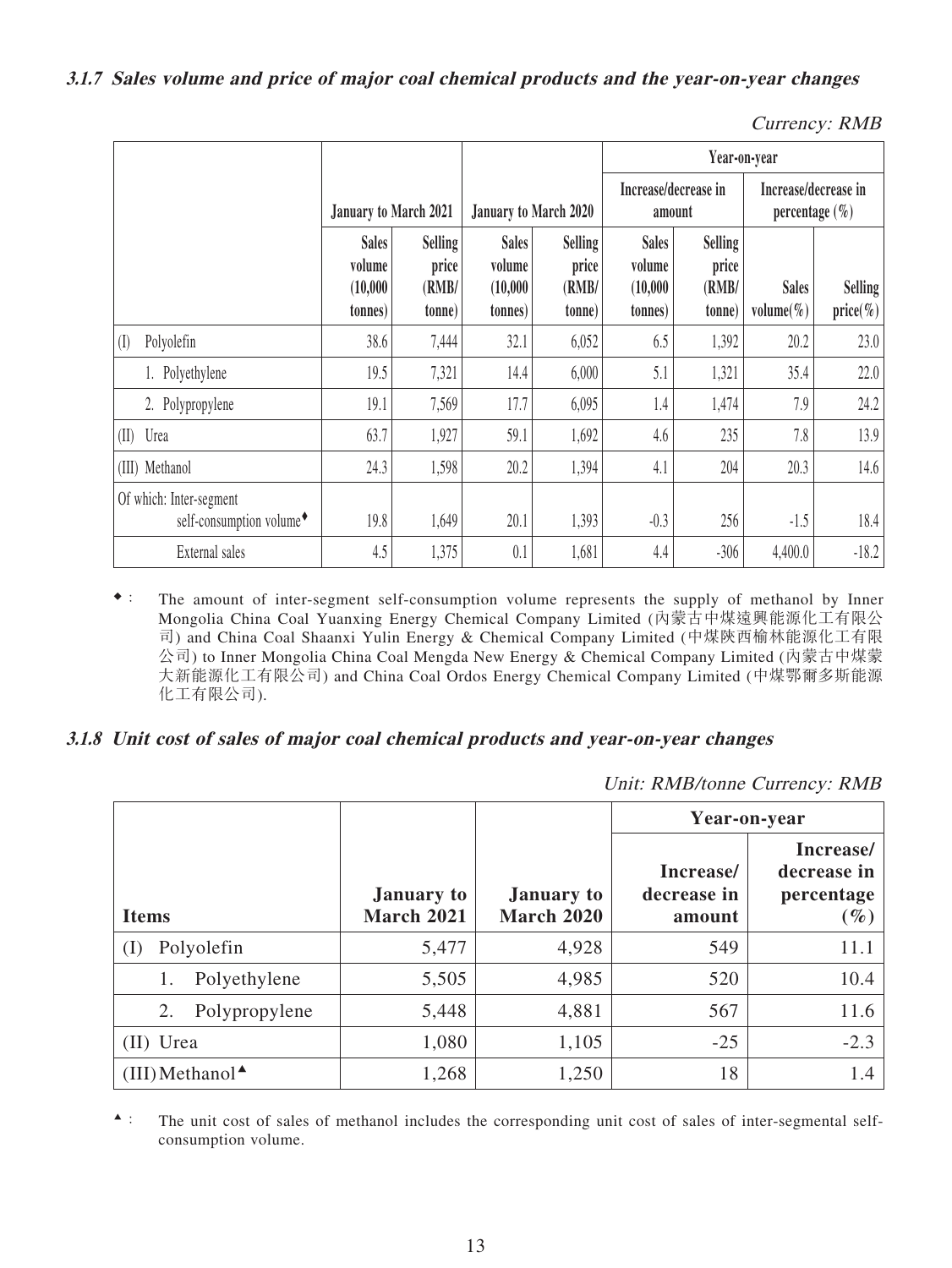### 3.1.7 Sales volume and price of major coal chemical products and the year-on-year changes

*Currency: RMB*

| | January to March 2021 | | January to March 2020 | | Year-on-year | | | |
|---|---|---|---|---|---|---|---|---|
| | | | | | Increase/decrease in amount | | Increase/decrease in percentage (%) | |
| | Sales volume (10,000 tonnes) | Selling price (RMB/tonne) | Sales volume (10,000 tonnes) | Selling price (RMB/tonne) | Sales volume (10,000 tonnes) | Selling price (RMB/tonne) | Sales volume(%) | Selling price(%) |
| (I) Polyolefin | 38.6 | 7,444 | 32.1 | 6,052 | 6.5 | 1,392 | 20.2 | 23.0 |
| 1. Polyethylene | 19.5 | 7,321 | 14.4 | 6,000 | 5.1 | 1,321 | 35.4 | 22.0 |
| 2. Polypropylene | 19.1 | 7,569 | 17.7 | 6,095 | 1.4 | 1,474 | 7.9 | 24.2 |
| (II) Urea | 63.7 | 1,927 | 59.1 | 1,692 | 4.6 | 235 | 7.8 | 13.9 |
| (III) Methanol | 24.3 | 1,598 | 20.2 | 1,394 | 4.1 | 204 | 20.3 | 14.6 |
| Of which: Inter-segment self-consumption volume◆ | 19.8 | 1,649 | 20.1 | 1,393 | -0.3 | 256 | -1.5 | 18.4 |
| External sales | 4.5 | 1,375 | 0.1 | 1,681 | 4.4 | -306 | 4,400.0 | -18.2 |

◆ : The amount of inter-segment self-consumption volume represents the supply of methanol by Inner Mongolia China Coal Yuanxing Energy Chemical Company Limited (內蒙古中煤遠興能源化工有限公司) and China Coal Shaanxi Yulin Energy & Chemical Company Limited (中煤陝西榆林能源化工有限公司) to Inner Mongolia China Coal Mengda New Energy & Chemical Company Limited (內蒙古中煤蒙大新能源化工有限公司) and China Coal Ordos Energy Chemical Company Limited (中煤鄂爾多斯能源化工有限公司).

### 3.1.8 Unit cost of sales of major coal chemical products and year-on-year changes

*Unit: RMB/tonne Currency: RMB*

| Items | January to March 2021 | January to March 2020 | Year-on-year | |
|---|---|---|---|---|
| | | | Increase/decrease in amount | Increase/decrease in percentage (%) |
| (I) Polyolefin | 5,477 | 4,928 | 549 | 11.1 |
| 1. Polyethylene | 5,505 | 4,985 | 520 | 10.4 |
| 2. Polypropylene | 5,448 | 4,881 | 567 | 11.6 |
| (II) Urea | 1,080 | 1,105 | -25 | -2.3 |
| (III) Methanol▲ | 1,268 | 1,250 | 18 | 1.4 |

▲ : The unit cost of sales of methanol includes the corresponding unit cost of sales of inter-segmental self-consumption volume.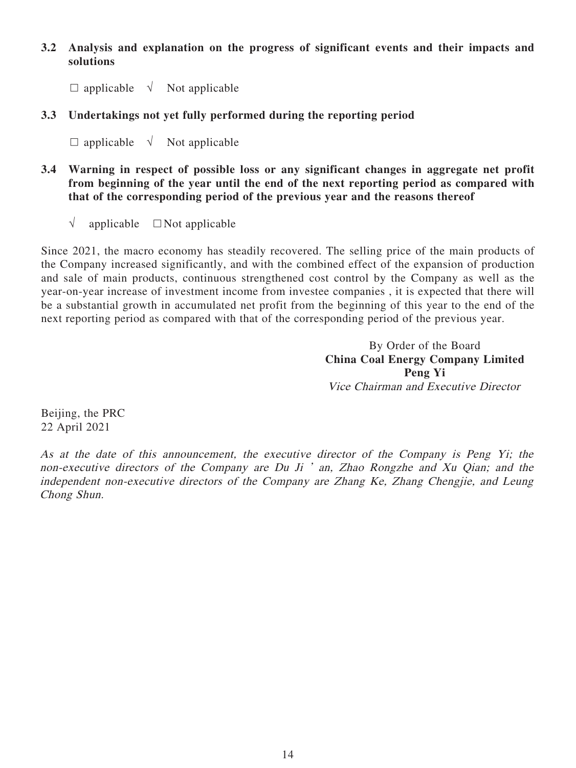### 3.2 Analysis and explanation on the progress of significant events and their impacts and solutions

□ applicable √ Not applicable

### 3.3 Undertakings not yet fully performed during the reporting period

□ applicable √ Not applicable

### 3.4 Warning in respect of possible loss or any significant changes in aggregate net profit from beginning of the year until the end of the next reporting period as compared with that of the corresponding period of the previous year and the reasons thereof

√ applicable □ Not applicable

Since 2021, the macro economy has steadily recovered. The selling price of the main products of the Company increased significantly, and with the combined effect of the expansion of production and sale of main products, continuous strengthened cost control by the Company as well as the year-on-year increase of investment income from investee companies , it is expected that there will be a substantial growth in accumulated net profit from the beginning of this year to the end of the next reporting period as compared with that of the corresponding period of the previous year.

By Order of the Board
**China Coal Energy Company Limited**
**Peng Yi**
*Vice Chairman and Executive Director*

Beijing, the PRC
22 April 2021

*As at the date of this announcement, the executive director of the Company is Peng Yi; the non-executive directors of the Company are Du Ji ' an, Zhao Rongzhe and Xu Qian; and the independent non-executive directors of the Company are Zhang Ke, Zhang Chengjie, and Leung Chong Shun.*